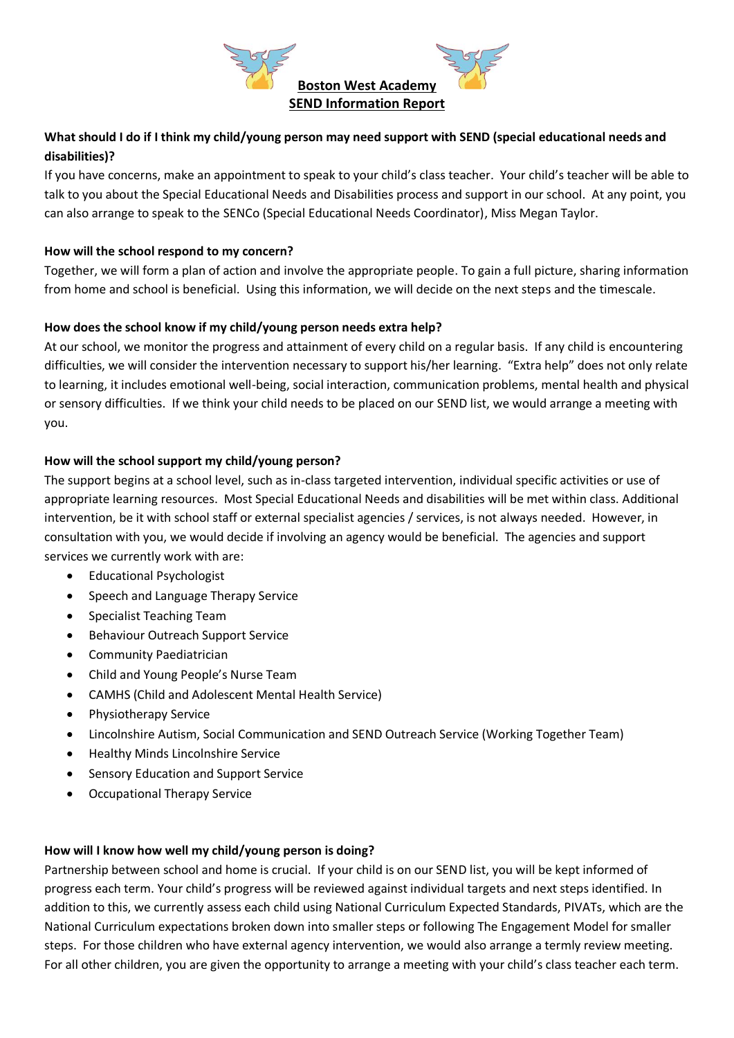# Boston West Academy

## SEND Information Report

**What should I do if I think my child/young person may need support with SEND (special educational needs and disabilities)?**

If you have concerns, make an appointment to speak to your child's class teacher. Your child's teacher will be able to talk to you about the Special Educational Needs and Disabilities process and support in our school. At any point, you can also arrange to speak to the SENCo (Special Educational Needs Coordinator), Miss Megan Taylor.

**How will the school respond to my concern?**

Together, we will form a plan of action and involve the appropriate people. To gain a full picture, sharing information from home and school is beneficial. Using this information, we will decide on the next steps and the timescale.

**How does the school know if my child/young person needs extra help?**

At our school, we monitor the progress and attainment of every child on a regular basis. If any child is encountering difficulties, we will consider the intervention necessary to support his/her learning. "Extra help" does not only relate to learning, it includes emotional well-being, social interaction, communication problems, mental health and physical or sensory difficulties. If we think your child needs to be placed on our SEND list, we would arrange a meeting with you.

**How will the school support my child/young person?**

The support begins at a school level, such as in-class targeted intervention, individual specific activities or use of appropriate learning resources. Most Special Educational Needs and disabilities will be met within class. Additional intervention, be it with school staff or external specialist agencies / services, is not always needed. However, in consultation with you, we would decide if involving an agency would be beneficial. The agencies and support services we currently work with are:

- Educational Psychologist
- Speech and Language Therapy Service
- Specialist Teaching Team
- Behaviour Outreach Support Service
- Community Paediatrician
- Child and Young People's Nurse Team
- CAMHS (Child and Adolescent Mental Health Service)
- Physiotherapy Service
- Lincolnshire Autism, Social Communication and SEND Outreach Service (Working Together Team)
- Healthy Minds Lincolnshire Service
- Sensory Education and Support Service
- Occupational Therapy Service

**How will I know how well my child/young person is doing?**

Partnership between school and home is crucial. If your child is on our SEND list, you will be kept informed of progress each term. Your child's progress will be reviewed against individual targets and next steps identified. In addition to this, we currently assess each child using National Curriculum Expected Standards, PIVATs, which are the National Curriculum expectations broken down into smaller steps or following The Engagement Model for smaller steps. For those children who have external agency intervention, we would also arrange a termly review meeting. For all other children, you are given the opportunity to arrange a meeting with your child's class teacher each term.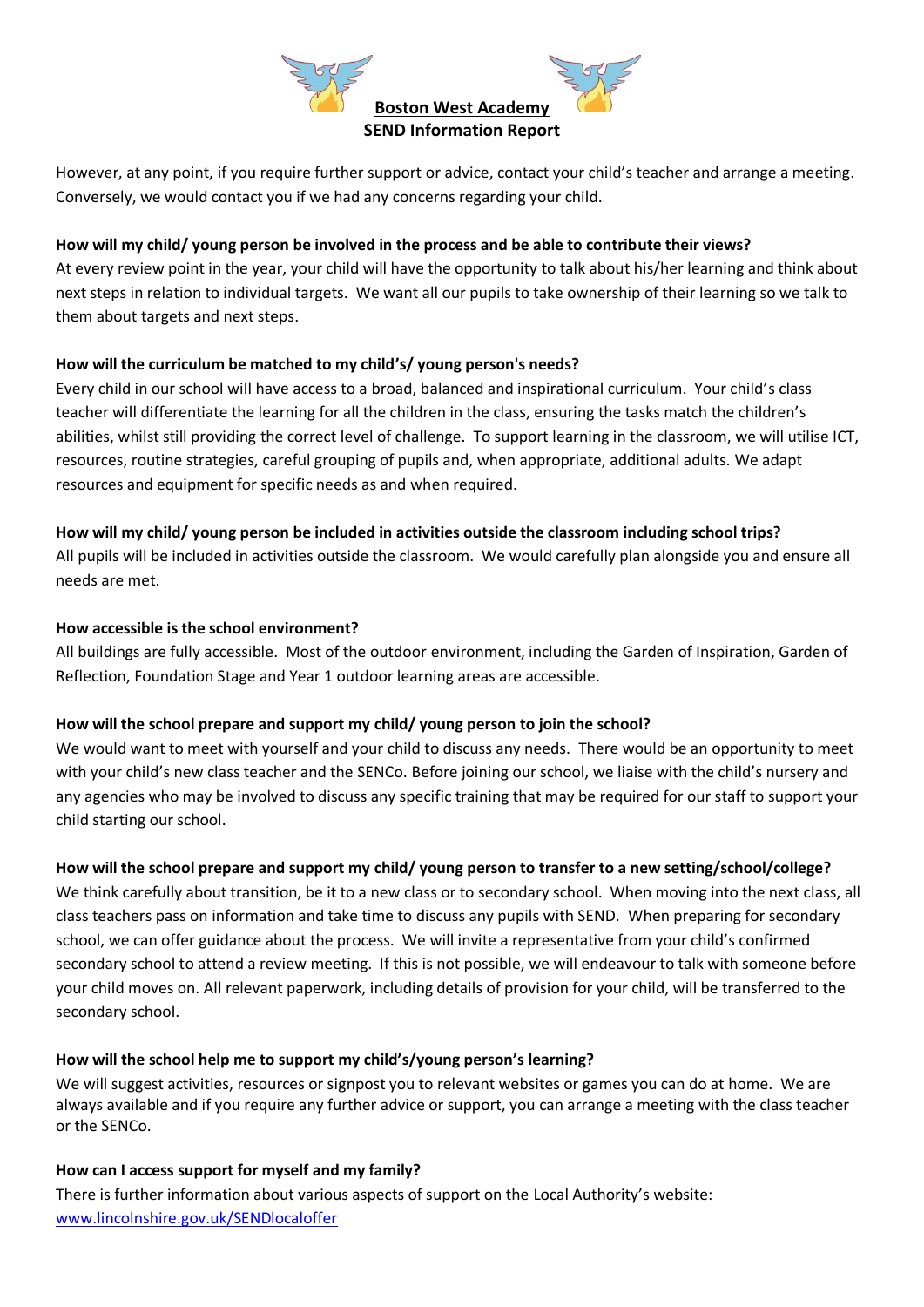However, at any point, if you require further support or advice, contact your child's teacher and arrange a meeting. Conversely, we would contact you if we had any concerns regarding your child.

**How will my child/ young person be involved in the process and be able to contribute their views?**

At every review point in the year, your child will have the opportunity to talk about his/her learning and think about next steps in relation to individual targets. We want all our pupils to take ownership of their learning so we talk to them about targets and next steps.

**How will the curriculum be matched to my child's/ young person's needs?**

Every child in our school will have access to a broad, balanced and inspirational curriculum. Your child's class teacher will differentiate the learning for all the children in the class, ensuring the tasks match the children's abilities, whilst still providing the correct level of challenge. To support learning in the classroom, we will utilise ICT, resources, routine strategies, careful grouping of pupils and, when appropriate, additional adults. We adapt resources and equipment for specific needs as and when required.

**How will my child/ young person be included in activities outside the classroom including school trips?**

All pupils will be included in activities outside the classroom. We would carefully plan alongside you and ensure all needs are met.

**How accessible is the school environment?**

All buildings are fully accessible. Most of the outdoor environment, including the Garden of Inspiration, Garden of Reflection, Foundation Stage and Year 1 outdoor learning areas are accessible.

**How will the school prepare and support my child/ young person to join the school?**

We would want to meet with yourself and your child to discuss any needs. There would be an opportunity to meet with your child's new class teacher and the SENCo. Before joining our school, we liaise with the child's nursery and any agencies who may be involved to discuss any specific training that may be required for our staff to support your child starting our school.

**How will the school prepare and support my child/ young person to transfer to a new setting/school/college?**

We think carefully about transition, be it to a new class or to secondary school. When moving into the next class, all class teachers pass on information and take time to discuss any pupils with SEND. When preparing for secondary school, we can offer guidance about the process. We will invite a representative from your child's confirmed secondary school to attend a review meeting. If this is not possible, we will endeavour to talk with someone before your child moves on. All relevant paperwork, including details of provision for your child, will be transferred to the secondary school.

**How will the school help me to support my child's/young person's learning?**

We will suggest activities, resources or signpost you to relevant websites or games you can do at home. We are always available and if you require any further advice or support, you can arrange a meeting with the class teacher or the SENCo.

**How can I access support for myself and my family?**

There is further information about various aspects of support on the Local Authority's website: [www.lincolnshire.gov.uk/SENDlocaloffer](www.lincolnshire.gov.uk/SENDlocaloffer)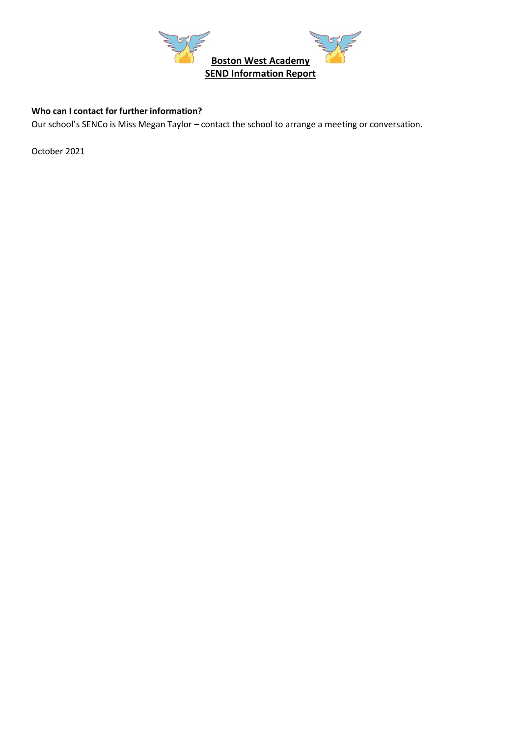**Boston West Academy**
**SEND Information Report**

**Who can I contact for further information?**

Our school's SENCo is Miss Megan Taylor – contact the school to arrange a meeting or conversation.

October 2021